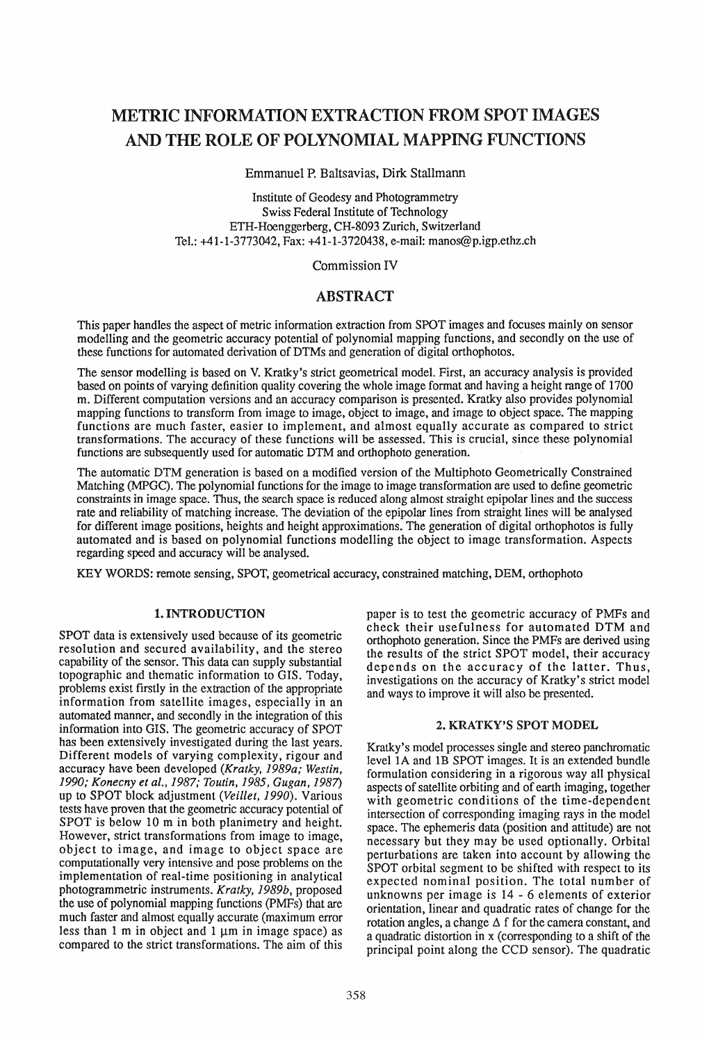// METRIC INFORMATION EXTRACTION FROM SPOT IMAGES AND THE ROLE OF POLYNOMIAL MAPPING FUNCTIONS

Emmanuel P. Baltsavias, Dirk Stallmann

Institute of Geodesy and Photogrammetry
Swiss Federal Institute of Technology
ETH-Hoenggerberg, CH-8093 Zurich, Switzerland
Tel.: +41-1-3773042, Fax: +41-1-3720438, e-mail: manos@p.igp.ethz.ch

Commission IV

## ABSTRACT

This paper handles the aspect of metric information extraction from SPOT images and focuses mainly on sensor modelling and the geometric accuracy potential of polynomial mapping functions, and secondly on the use of these functions for automated derivation of DTMs and generation of digital orthophotos.

The sensor modelling is based on V. Kratky's strict geometrical model. First, an accuracy analysis is provided based on points of varying definition quality covering the whole image format and having a height range of 1700 m. Different computation versions and an accuracy comparison is presented. Kratky also provides polynomial mapping functions to transform from image to image, object to image, and image to object space. The mapping functions are much faster, easier to implement, and almost equally accurate as compared to strict transformations. The accuracy of these functions will be assessed. This is crucial, since these polynomial functions are subsequently used for automatic DTM and orthophoto generation.

The automatic DTM generation is based on a modified version of the Multiphoto Geometrically Constrained Matching (MPGC). The polynomial functions for the image to image transformation are used to define geometric constraints in image space. Thus, the search space is reduced along almost straight epipolar lines and the success rate and reliability of matching increase. The deviation of the epipolar lines from straight lines will be analysed for different image positions, heights and height approximations. The generation of digital orthophotos is fully automated and is based on polynomial functions modelling the object to image transformation. Aspects regarding speed and accuracy will be analysed.

KEY WORDS: remote sensing, SPOT, geometrical accuracy, constrained matching, DEM, orthophoto

## 1. INTRODUCTION

SPOT data is extensively used because of its geometric resolution and secured availability, and the stereo capability of the sensor. This data can supply substantial topographic and thematic information to GIS. Today, problems exist firstly in the extraction of the appropriate information from satellite images, especially in an automated manner, and secondly in the integration of this information into GIS. The geometric accuracy of SPOT has been extensively investigated during the last years. Different models of varying complexity, rigour and accuracy have been developed (*Kratky, 1989a; Westin, 1990; Konecny et al., 1987; Toutin, 1985, Gugan, 1987*) up to SPOT block adjustment (*Veillet, 1990*). Various tests have proven that the geometric accuracy potential of SPOT is below 10 m in both planimetry and height. However, strict transformations from image to image, object to image, and image to object space are computationally very intensive and pose problems on the implementation of real-time positioning in analytical photogrammetric instruments. *Kratky, 1989b*, proposed the use of polynomial mapping functions (PMFs) that are much faster and almost equally accurate (maximum error less than 1 m in object and 1 μm in image space) as compared to the strict transformations. The aim of this paper is to test the geometric accuracy of PMFs and check their usefulness for automated DTM and orthophoto generation. Since the PMFs are derived using the results of the strict SPOT model, their accuracy depends on the accuracy of the latter. Thus, investigations on the accuracy of Kratky's strict model and ways to improve it will also be presented.

## 2. KRATKY'S SPOT MODEL

Kratky's model processes single and stereo panchromatic level 1A and 1B SPOT images. It is an extended bundle formulation considering in a rigorous way all physical aspects of satellite orbiting and of earth imaging, together with geometric conditions of the time-dependent intersection of corresponding imaging rays in the model space. The ephemeris data (position and attitude) are not necessary but they may be used optionally. Orbital perturbations are taken into account by allowing the SPOT orbital segment to be shifted with respect to its expected nominal position. The total number of unknowns per image is 14 - 6 elements of exterior orientation, linear and quadratic rates of change for the rotation angles, a change $\Delta$ f for the camera constant, and a quadratic distortion in x (corresponding to a shift of the principal point along the CCD sensor). The quadratic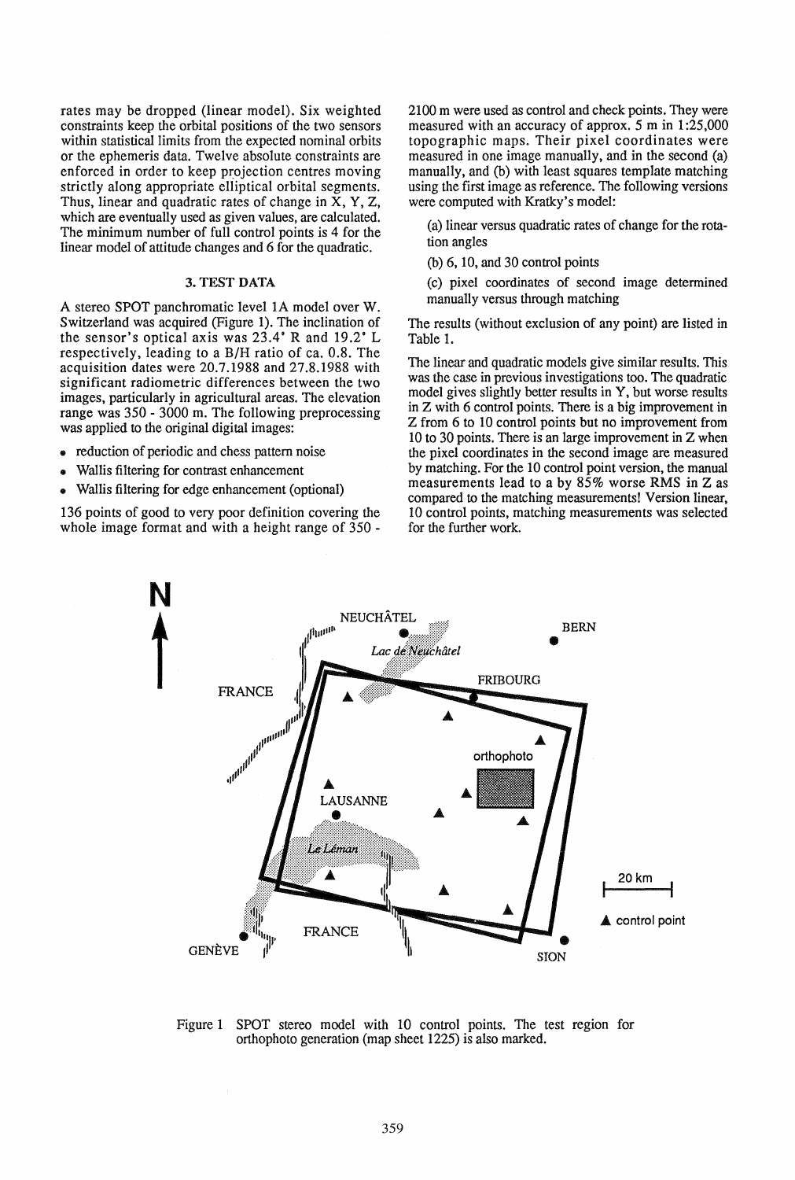rates may be dropped (linear model). Six weighted constraints keep the orbital positions of the two sensors within statistical limits from the expected nominal orbits or the ephemeris data. Twelve absolute constraints are enforced in order to keep projection centres moving strictly along appropriate elliptical orbital segments. Thus, linear and quadratic rates of change in X, Y, Z, which are eventually used as given values, are calculated. The minimum number of full control points is 4 for the linear model of attitude changes and 6 for the quadratic.

## 3. TEST DATA

A stereo SPOT panchromatic level 1A model over W. Switzerland was acquired (Figure 1). The inclination of the sensor's optical axis was 23.4° R and 19.2° L respectively, leading to a B/H ratio of ca. 0.8. The acquisition dates were 20.7.1988 and 27.8.1988 with significant radiometric differences between the two images, particularly in agricultural areas. The elevation range was 350 - 3000 m. The following preprocessing was applied to the original digital images:

- reduction of periodic and chess pattern noise
- Wallis filtering for contrast enhancement
- Wallis filtering for edge enhancement (optional)

136 points of good to very poor definition covering the whole image format and with a height range of 350 - 2100 m were used as control and check points. They were measured with an accuracy of approx. 5 m in 1:25,000 topographic maps. Their pixel coordinates were measured in one image manually, and in the second (a) manually, and (b) with least squares template matching using the first image as reference. The following versions were computed with Kratky's model:

(a) linear versus quadratic rates of change for the rotation angles

(b) 6, 10, and 30 control points

(c) pixel coordinates of second image determined manually versus through matching

The results (without exclusion of any point) are listed in Table 1.

The linear and quadratic models give similar results. This was the case in previous investigations too. The quadratic model gives slightly better results in Y, but worse results in Z with 6 control points. There is a big improvement in Z from 6 to 10 control points but no improvement from 10 to 30 points. There is an large improvement in Z when the pixel coordinates in the second image are measured by matching. For the 10 control point version, the manual measurements lead to a by 85% worse RMS in Z as compared to the matching measurements! Version linear, 10 control points, matching measurements was selected for the further work.

Figure 1 SPOT stereo model with 10 control points. The test region for orthophoto generation (map sheet 1225) is also marked.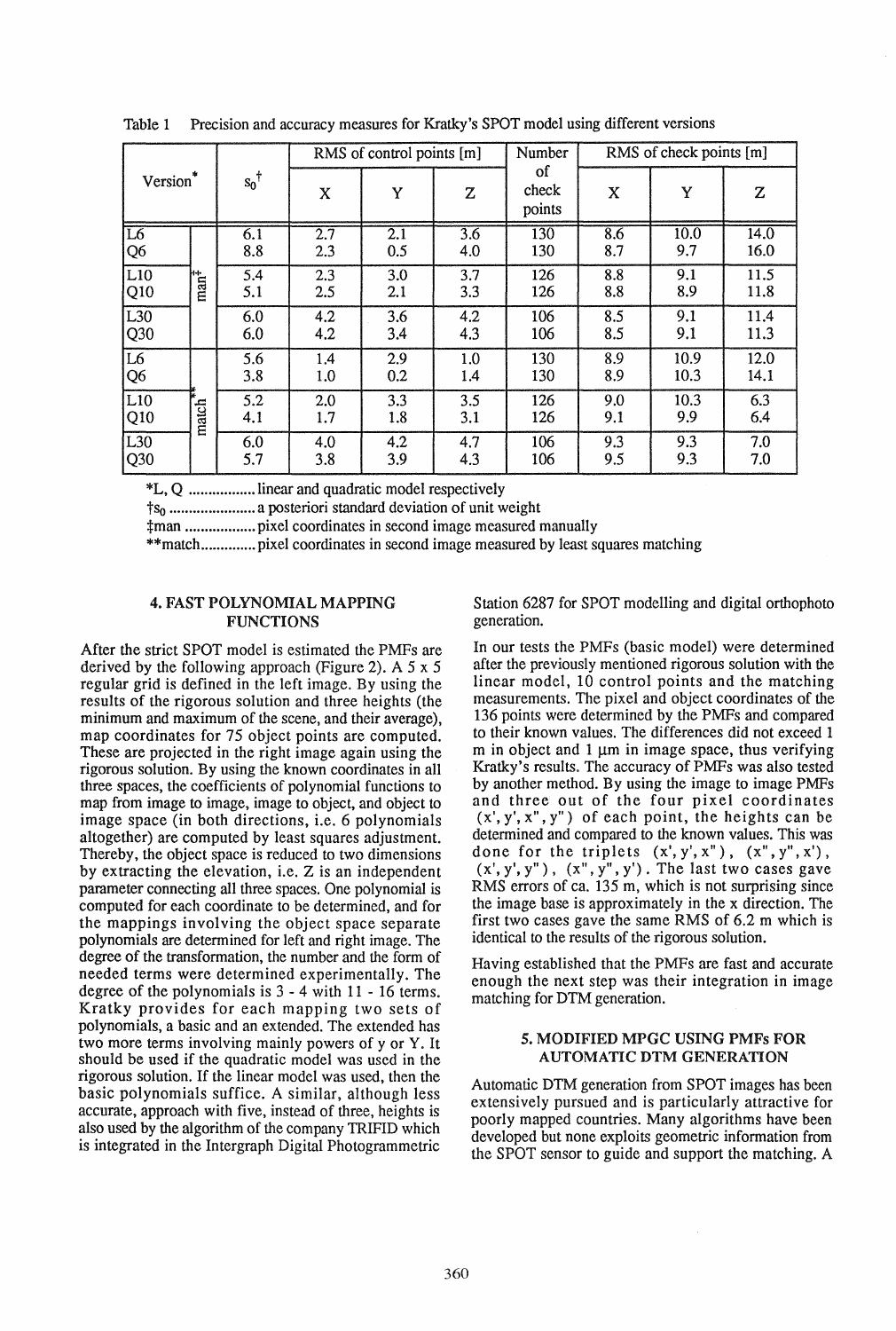Table 1 Precision and accuracy measures for Kratky's SPOT model using different versions

| Version* | | $s_0$† | RMS of control points [m] | | | Number of check points | RMS of check points [m] | | |
|---|---|---|---|---|---|---|---|---|---|
| | | | X | Y | Z | | X | Y | Z |
| L6 | man‡ | 6.1 | 2.7 | 2.1 | 3.6 | 130 | 8.6 | 10.0 | 14.0 |
| Q6 | man‡ | 8.8 | 2.3 | 0.5 | 4.0 | 130 | 8.7 | 9.7 | 16.0 |
| L10 | man‡ | 5.4 | 2.3 | 3.0 | 3.7 | 126 | 8.8 | 9.1 | 11.5 |
| Q10 | man‡ | 5.1 | 2.5 | 2.1 | 3.3 | 126 | 8.8 | 8.9 | 11.8 |
| L30 | man‡ | 6.0 | 4.2 | 3.6 | 4.2 | 106 | 8.5 | 9.1 | 11.4 |
| Q30 | man‡ | 6.0 | 4.2 | 3.4 | 4.3 | 106 | 8.5 | 9.1 | 11.3 |
| L6 | match** | 5.6 | 1.4 | 2.9 | 1.0 | 130 | 8.9 | 10.9 | 12.0 |
| Q6 | match** | 3.8 | 1.0 | 0.2 | 1.4 | 130 | 8.9 | 10.3 | 14.1 |
| L10 | match** | 5.2 | 2.0 | 3.3 | 3.5 | 126 | 9.0 | 10.3 | 6.3 |
| Q10 | match** | 4.1 | 1.7 | 1.8 | 3.1 | 126 | 9.1 | 9.9 | 6.4 |
| L30 | match** | 6.0 | 4.0 | 4.2 | 4.7 | 106 | 9.3 | 9.3 | 7.0 |
| Q30 | match** | 5.7 | 3.8 | 3.9 | 4.3 | 106 | 9.5 | 9.3 | 7.0 |

*L, Q ................. linear and quadratic model respectively

†$s_0$ ...................... a posteriori standard deviation of unit weight

‡man .................. pixel coordinates in second image measured manually

**match............. pixel coordinates in second image measured by least squares matching

## 4. FAST POLYNOMIAL MAPPING FUNCTIONS

After the strict SPOT model is estimated the PMFs are derived by the following approach (Figure 2). A 5 x 5 regular grid is defined in the left image. By using the results of the rigorous solution and three heights (the minimum and maximum of the scene, and their average), map coordinates for 75 object points are computed. These are projected in the right image again using the rigorous solution. By using the known coordinates in all three spaces, the coefficients of polynomial functions to map from image to image, image to object, and object to image space (in both directions, i.e. 6 polynomials altogether) are computed by least squares adjustment. Thereby, the object space is reduced to two dimensions by extracting the elevation, i.e. Z is an independent parameter connecting all three spaces. One polynomial is computed for each coordinate to be determined, and for the mappings involving the object space separate polynomials are determined for left and right image. The degree of the transformation, the number and the form of needed terms were determined experimentally. The degree of the polynomials is 3 - 4 with 11 - 16 terms. Kratky provides for each mapping two sets of polynomials, a basic and an extended. The extended has two more terms involving mainly powers of y or Y. It should be used if the quadratic model was used in the rigorous solution. If the linear model was used, then the basic polynomials suffice. A similar, although less accurate, approach with five, instead of three, heights is also used by the algorithm of the company TRIFID which is integrated in the Intergraph Digital Photogrammetric Station 6287 for SPOT modelling and digital orthophoto generation.

In our tests the PMFs (basic model) were determined after the previously mentioned rigorous solution with the linear model, 10 control points and the matching measurements. The pixel and object coordinates of the 136 points were determined by the PMFs and compared to their known values. The differences did not exceed 1 m in object and 1 µm in image space, thus verifying Kratky's results. The accuracy of PMFs was also tested by another method. By using the image to image PMFs and three out of the four pixel coordinates (x', y', x", y") of each point, the heights can be determined and compared to the known values. This was done for the triplets (x', y', x"), (x", y", x'), (x', y', y"), (x", y", y'). The last two cases gave RMS errors of ca. 135 m, which is not surprising since the image base is approximately in the x direction. The first two cases gave the same RMS of 6.2 m which is identical to the results of the rigorous solution.

Having established that the PMFs are fast and accurate enough the next step was their integration in image matching for DTM generation.

## 5. MODIFIED MPGC USING PMFs FOR AUTOMATIC DTM GENERATION

Automatic DTM generation from SPOT images has been extensively pursued and is particularly attractive for poorly mapped countries. Many algorithms have been developed but none exploits geometric information from the SPOT sensor to guide and support the matching. A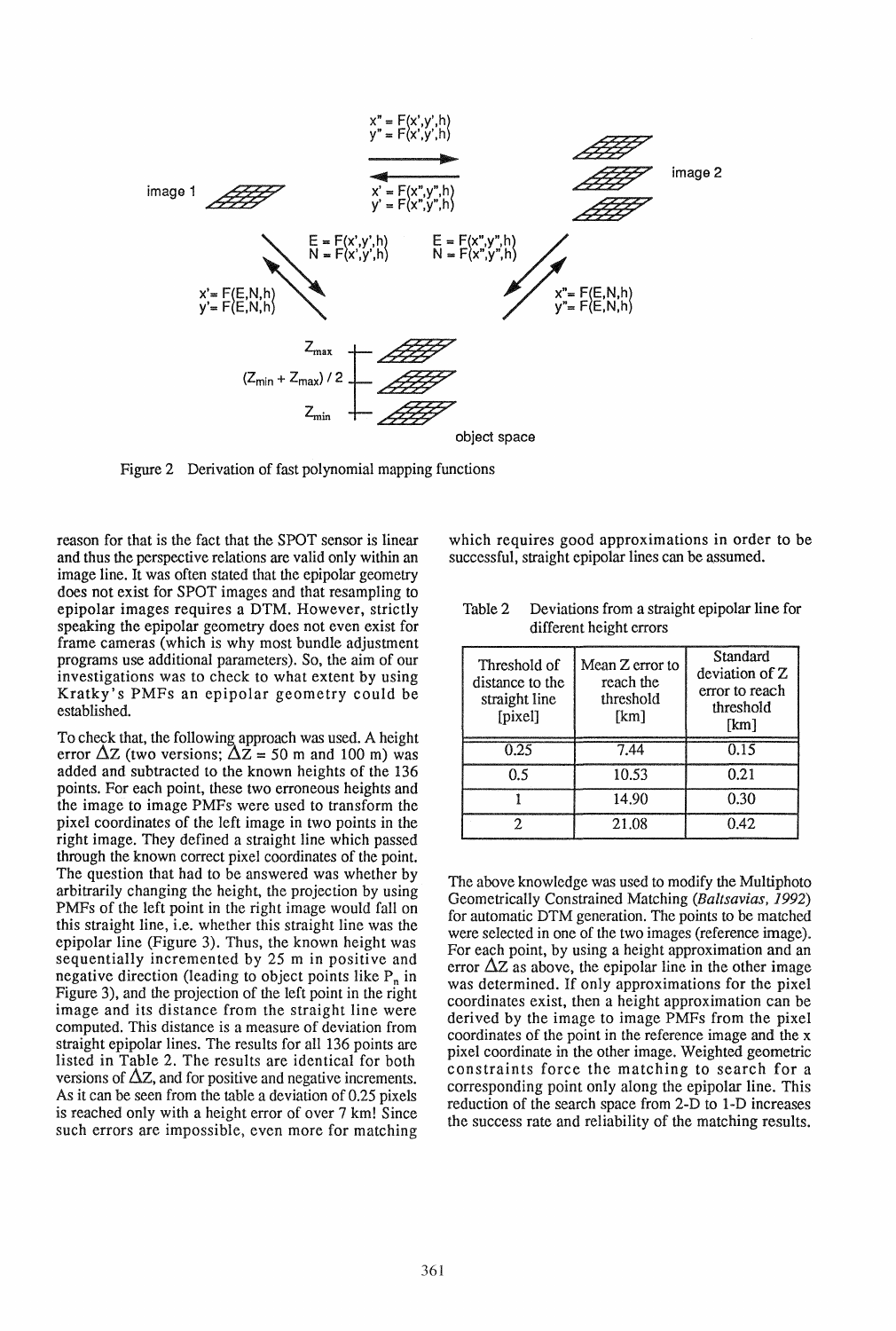Figure 2 Derivation of fast polynomial mapping functions

reason for that is the fact that the SPOT sensor is linear and thus the perspective relations are valid only within an image line. It was often stated that the epipolar geometry does not exist for SPOT images and that resampling to epipolar images requires a DTM. However, strictly speaking the epipolar geometry does not even exist for frame cameras (which is why most bundle adjustment programs use additional parameters). So, the aim of our investigations was to check to what extent by using Kratky's PMFs an epipolar geometry could be established.

To check that, the following approach was used. A height error $\Delta Z$ (two versions; $\Delta Z$ = 50 m and 100 m) was added and subtracted to the known heights of the 136 points. For each point, these two erroneous heights and the image to image PMFs were used to transform the pixel coordinates of the left image in two points in the right image. They defined a straight line which passed through the known correct pixel coordinates of the point. The question that had to be answered was whether by arbitrarily changing the height, the projection by using PMFs of the left point in the right image would fall on this straight line, i.e. whether this straight line was the epipolar line (Figure 3). Thus, the known height was sequentially incremented by 25 m in positive and negative direction (leading to object points like $P_n$ in Figure 3), and the projection of the left point in the right image and its distance from the straight line were computed. This distance is a measure of deviation from straight epipolar lines. The results for all 136 points are listed in Table 2. The results are identical for both versions of $\Delta Z$, and for positive and negative increments. As it can be seen from the table a deviation of 0.25 pixels is reached only with a height error of over 7 km! Since such errors are impossible, even more for matching which requires good approximations in order to be successful, straight epipolar lines can be assumed.

Table 2 Deviations from a straight epipolar line for different height errors

| Threshold of distance to the straight line [pixel] | Mean Z error to reach the threshold [km] | Standard deviation of Z error to reach threshold [km] |
|---|---|---|
| 0.25 | 7.44 | 0.15 |
| 0.5 | 10.53 | 0.21 |
| 1 | 14.90 | 0.30 |
| 2 | 21.08 | 0.42 |

The above knowledge was used to modify the Multiphoto Geometrically Constrained Matching (*Baltsavias, 1992*) for automatic DTM generation. The points to be matched were selected in one of the two images (reference image). For each point, by using a height approximation and an error $\Delta Z$ as above, the epipolar line in the other image was determined. If only approximations for the pixel coordinates exist, then a height approximation can be derived by the image to image PMFs from the pixel coordinates of the point in the reference image and the x pixel coordinate in the other image. Weighted geometric constraints force the matching to search for a corresponding point only along the epipolar line. This reduction of the search space from 2-D to 1-D increases the success rate and reliability of the matching results.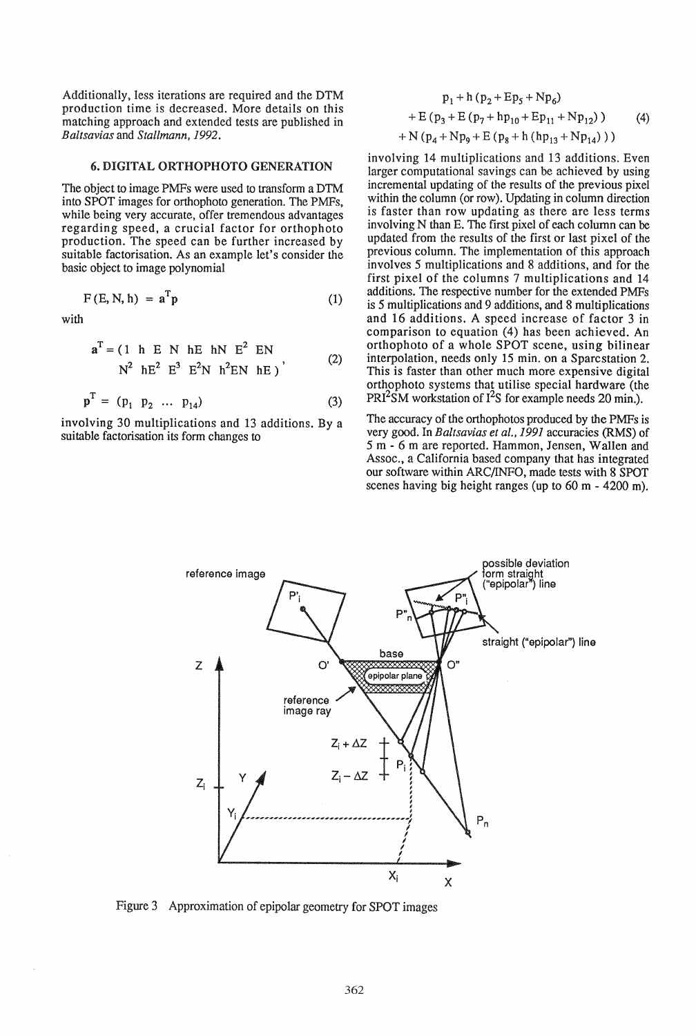Additionally, less iterations are required and the DTM production time is decreased. More details on this matching approach and extended tests are published in *Baltsavias* and *Stallmann, 1992*.

## 6. DIGITAL ORTHOPHOTO GENERATION

The object to image PMFs were used to transform a DTM into SPOT images for orthophoto generation. The PMFs, while being very accurate, offer tremendous advantages regarding speed, a crucial factor for orthophoto production. The speed can be further increased by suitable factorisation. As an example let's consider the basic object to image polynomial

$$F(E, N, h) = \mathbf{a}^T \mathbf{p} \tag{1}$$

with

$$\mathbf{a}^T = (1 \;\; h \;\; E \;\; N \;\; hE \;\; hN \;\; E^2 \;\; EN \;\; N^2 \;\; hE^2 \;\; E^3 \;\; E^2N \;\; h^2EN \;\; hE), \tag{2}$$

$$\mathbf{p}^T = (p_1 \;\; p_2 \;\; \ldots \;\; p_{14}) \tag{3}$$

involving 30 multiplications and 13 additions. By a suitable factorisation its form changes to

$$\begin{aligned} & p_1 + h\,(p_2 + Ep_5 + Np_6) \\ & + E\,(p_3 + E\,(p_7 + hp_{10} + Ep_{11} + Np_{12})) \\ & + N\,(p_4 + Np_9 + E\,(p_8 + h\,(hp_{13} + Np_{14}))) \end{aligned} \tag{4}$$

involving 14 multiplications and 13 additions. Even larger computational savings can be achieved by using incremental updating of the results of the previous pixel within the column (or row). Updating in column direction is faster than row updating as there are less terms involving N than E. The first pixel of each column can be updated from the results of the first or last pixel of the previous column. The implementation of this approach involves 5 multiplications and 8 additions, and for the first pixel of the columns 7 multiplications and 14 additions. The respective number for the extended PMFs is 5 multiplications and 9 additions, and 8 multiplications and 16 additions. A speed increase of factor 3 in comparison to equation (4) has been achieved. An orthophoto of a whole SPOT scene, using bilinear interpolation, needs only 15 min. on a Sparcstation 2. This is faster than other much more expensive digital orthophoto systems that utilise special hardware (the PRI$^2$SM workstation of I$^2$S for example needs 20 min.).

The accuracy of the orthophotos produced by the PMFs is very good. In *Baltsavias et al., 1991* accuracies (RMS) of 5 m - 6 m are reported. Hammon, Jensen, Wallen and Assoc., a California based company that has integrated our software within ARC/INFO, made tests with 8 SPOT scenes having big height ranges (up to 60 m - 4200 m).

Figure 3 Approximation of epipolar geometry for SPOT images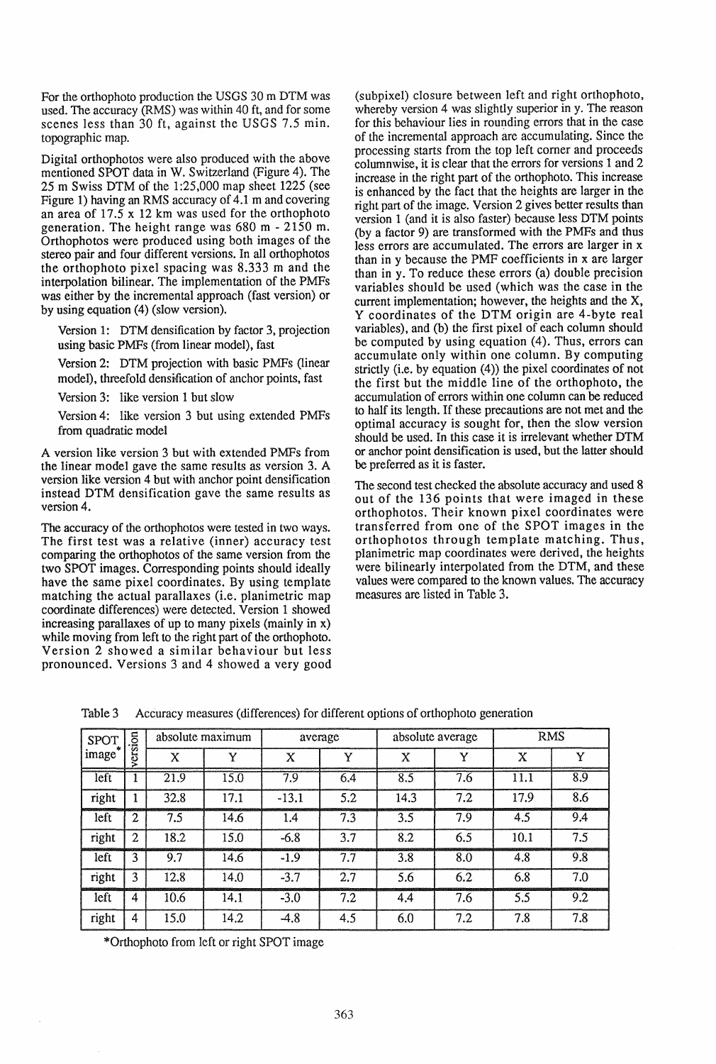For the orthophoto production the USGS 30 m DTM was used. The accuracy (RMS) was within 40 ft, and for some scenes less than 30 ft, against the USGS 7.5 min. topographic map.

Digital orthophotos were also produced with the above mentioned SPOT data in W. Switzerland (Figure 4). The 25 m Swiss DTM of the 1:25,000 map sheet 1225 (see Figure 1) having an RMS accuracy of 4.1 m and covering an area of 17.5 x 12 km was used for the orthophoto generation. The height range was 680 m - 2150 m. Orthophotos were produced using both images of the stereo pair and four different versions. In all orthophotos the orthophoto pixel spacing was 8.333 m and the interpolation bilinear. The implementation of the PMFs was either by the incremental approach (fast version) or by using equation (4) (slow version).

- Version 1: DTM densification by factor 3, projection using basic PMFs (from linear model), fast
- Version 2: DTM projection with basic PMFs (linear model), threefold densification of anchor points, fast
- Version 3: like version 1 but slow
- Version 4: like version 3 but using extended PMFs from quadratic model

A version like version 3 but with extended PMFs from the linear model gave the same results as version 3. A version like version 4 but with anchor point densification instead DTM densification gave the same results as version 4.

The accuracy of the orthophotos were tested in two ways. The first test was a relative (inner) accuracy test comparing the orthophotos of the same version from the two SPOT images. Corresponding points should ideally have the same pixel coordinates. By using template matching the actual parallaxes (i.e. planimetric map coordinate differences) were detected. Version 1 showed increasing parallaxes of up to many pixels (mainly in x) while moving from left to the right part of the orthophoto. Version 2 showed a similar behaviour but less pronounced. Versions 3 and 4 showed a very good (subpixel) closure between left and right orthophoto, whereby version 4 was slightly superior in y. The reason for this behaviour lies in rounding errors that in the case of the incremental approach are accumulating. Since the processing starts from the top left corner and proceeds columnwise, it is clear that the errors for versions 1 and 2 increase in the right part of the orthophoto. This increase is enhanced by the fact that the heights are larger in the right part of the image. Version 2 gives better results than version 1 (and it is also faster) because less DTM points (by a factor 9) are transformed with the PMFs and thus less errors are accumulated. The errors are larger in x than in y because the PMF coefficients in x are larger than in y. To reduce these errors (a) double precision variables should be used (which was the case in the current implementation; however, the heights and the X, Y coordinates of the DTM origin are 4-byte real variables), and (b) the first pixel of each column should be computed by using equation (4). Thus, errors can accumulate only within one column. By computing strictly (i.e. by equation (4)) the pixel coordinates of not the first but the middle line of the orthophoto, the accumulation of errors within one column can be reduced to half its length. If these precautions are not met and the optimal accuracy is sought for, then the slow version should be used. In this case it is irrelevant whether DTM or anchor point densification is used, but the latter should be preferred as it is faster.

The second test checked the absolute accuracy and used 8 out of the 136 points that were imaged in these orthophotos. Their known pixel coordinates were transferred from one of the SPOT images in the orthophotos through template matching. Thus, planimetric map coordinates were derived, the heights were bilinearly interpolated from the DTM, and these values were compared to the known values. The accuracy measures are listed in Table 3.

Table 3 Accuracy measures (differences) for different options of orthophoto generation

| SPOT image* | version | absolute maximum | | average | | absolute average | | RMS | |
|---|---|---|---|---|---|---|---|---|---|
| | | X | Y | X | Y | X | Y | X | Y |
| left | 1 | 21.9 | 15.0 | 7.9 | 6.4 | 8.5 | 7.6 | 11.1 | 8.9 |
| right | 1 | 32.8 | 17.1 | -13.1 | 5.2 | 14.3 | 7.2 | 17.9 | 8.6 |
| left | 2 | 7.5 | 14.6 | 1.4 | 7.3 | 3.5 | 7.9 | 4.5 | 9.4 |
| right | 2 | 18.2 | 15.0 | -6.8 | 3.7 | 8.2 | 6.5 | 10.1 | 7.5 |
| left | 3 | 9.7 | 14.6 | -1.9 | 7.7 | 3.8 | 8.0 | 4.8 | 9.8 |
| right | 3 | 12.8 | 14.0 | -3.7 | 2.7 | 5.6 | 6.2 | 6.8 | 7.0 |
| left | 4 | 10.6 | 14.1 | -3.0 | 7.2 | 4.4 | 7.6 | 5.5 | 9.2 |
| right | 4 | 15.0 | 14.2 | -4.8 | 4.5 | 6.0 | 7.2 | 7.8 | 7.8 |

*Orthophoto from left or right SPOT image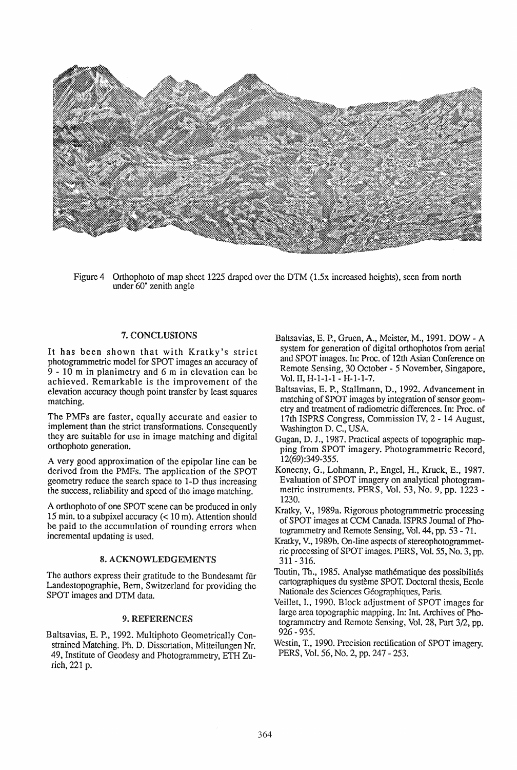Figure 4 Orthophoto of map sheet 1225 draped over the DTM (1.5x increased heights), seen from north under 60° zenith angle

## 7. CONCLUSIONS

It has been shown that with Kratky's strict photogrammetric model for SPOT images an accuracy of 9 - 10 m in planimetry and 6 m in elevation can be achieved. Remarkable is the improvement of the elevation accuracy though point transfer by least squares matching.

The PMFs are faster, equally accurate and easier to implement than the strict transformations. Consequently they are suitable for use in image matching and digital orthophoto generation.

A very good approximation of the epipolar line can be derived from the PMFs. The application of the SPOT geometry reduce the search space to 1-D thus increasing the success, reliability and speed of the image matching.

A orthophoto of one SPOT scene can be produced in only 15 min. to a subpixel accuracy (< 10 m). Attention should be paid to the accumulation of rounding errors when incremental updating is used.

## 8. ACKNOWLEDGEMENTS

The authors express their gratitude to the Bundesamt für Landestopographie, Bern, Switzerland for providing the SPOT images and DTM data.

## 9. REFERENCES

Baltsavias, E. P., 1992. Multiphoto Geometrically Constrained Matching. Ph. D. Dissertation, Mitteilungen Nr. 49, Institute of Geodesy and Photogrammetry, ETH Zurich, 221 p.

Baltsavias, E. P., Gruen, A., Meister, M., 1991. DOW - A system for generation of digital orthophotos from aerial and SPOT images. In: Proc. of 12th Asian Conference on Remote Sensing, 30 October - 5 November, Singapore, Vol. II, H-1-1-1 - H-1-1-7.

Baltsavias, E. P., Stallmann, D., 1992. Advancement in matching of SPOT images by integration of sensor geometry and treatment of radiometric differences. In: Proc. of 17th ISPRS Congress, Commission IV, 2 - 14 August, Washington D. C., USA.

Gugan, D. J., 1987. Practical aspects of topographic mapping from SPOT imagery. Photogrammetric Record, 12(69):349-355.

Konecny, G., Lohmann, P., Engel, H., Kruck, E., 1987. Evaluation of SPOT imagery on analytical photogrammetric instruments. PERS, Vol. 53, No. 9, pp. 1223 - 1230.

Kratky, V., 1989a. Rigorous photogrammetric processing of SPOT images at CCM Canada. ISPRS Journal of Photogrammetry and Remote Sensing, Vol. 44, pp. 53 - 71.

Kratky, V., 1989b. On-line aspects of stereophotogrammetric processing of SPOT images. PERS, Vol. 55, No. 3, pp. 311 - 316.

Toutin, Th., 1985. Analyse mathématique des possibilités cartographiques du système SPOT. Doctoral thesis, Ecole Nationale des Sciences Géographiques, Paris.

Veillet, I., 1990. Block adjustment of SPOT images for large area topographic mapping. In: Int. Archives of Photogrammetry and Remote Sensing, Vol. 28, Part 3/2, pp. 926 - 935.

Westin, T., 1990. Precision rectification of SPOT imagery. PERS, Vol. 56, No. 2, pp. 247 - 253.